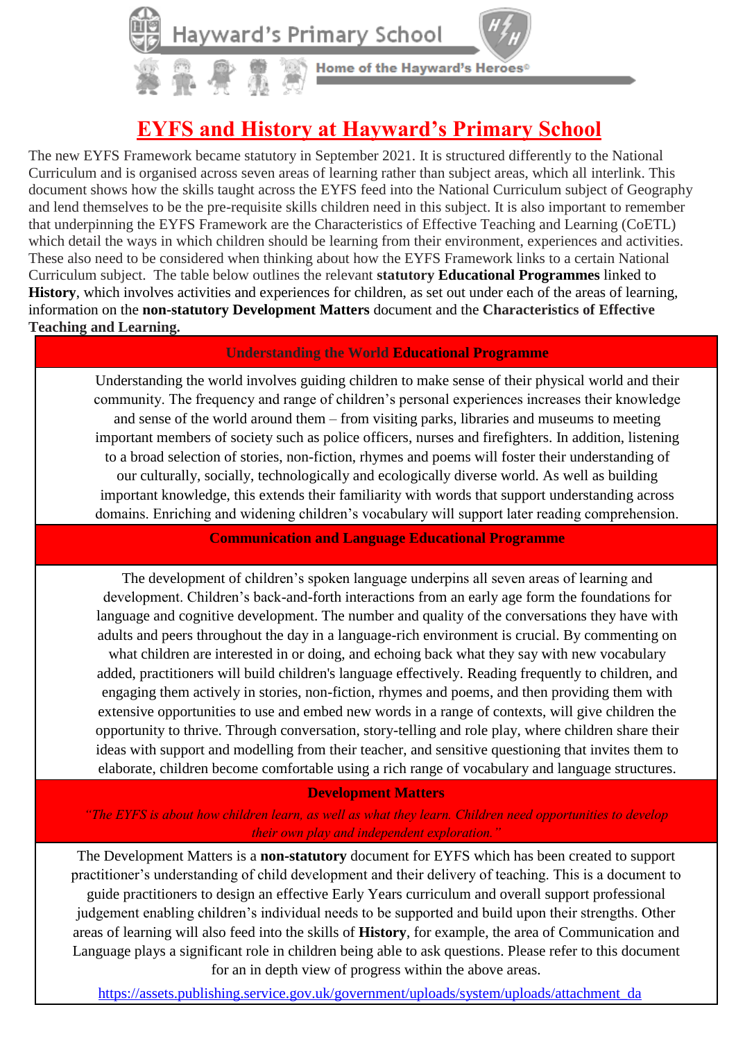Hayward's Primary School

Home of the Hayward's Heroes©

# EYFS and History at Hayward's Primary School

The new EYFS Framework became statutory in September 2021. It is structured differently to the National Curriculum and is organised across seven areas of learning rather than subject areas, which all interlink. This document shows how the skills taught across the EYFS feed into the National Curriculum subject of Geography and lend themselves to be the pre-requisite skills children need in this subject. It is also important to remember that underpinning the EYFS Framework are the Characteristics of Effective Teaching and Learning (CoETL) which detail the ways in which children should be learning from their environment, experiences and activities. These also need to be considered when thinking about how the EYFS Framework links to a certain National Curriculum subject. The table below outlines the relevant **statutory Educational Programmes** linked to **History**, which involves activities and experiences for children, as set out under each of the areas of learning, information on the **non-statutory Development Matters** document and the **Characteristics of Effective Teaching and Learning.**

| Understanding the World Educational Programme |
|---|
| Understanding the world involves guiding children to make sense of their physical world and their community. The frequency and range of children's personal experiences increases their knowledge and sense of the world around them – from visiting parks, libraries and museums to meeting important members of society such as police officers, nurses and firefighters. In addition, listening to a broad selection of stories, non-fiction, rhymes and poems will foster their understanding of our culturally, socially, technologically and ecologically diverse world. As well as building important knowledge, this extends their familiarity with words that support understanding across domains. Enriching and widening children's vocabulary will support later reading comprehension. |
| **Communication and Language Educational Programme** |
| The development of children's spoken language underpins all seven areas of learning and development. Children's back-and-forth interactions from an early age form the foundations for language and cognitive development. The number and quality of the conversations they have with adults and peers throughout the day in a language-rich environment is crucial. By commenting on what children are interested in or doing, and echoing back what they say with new vocabulary added, practitioners will build children's language effectively. Reading frequently to children, and engaging them actively in stories, non-fiction, rhymes and poems, and then providing them with extensive opportunities to use and embed new words in a range of contexts, will give children the opportunity to thrive. Through conversation, story-telling and role play, where children share their ideas with support and modelling from their teacher, and sensitive questioning that invites them to elaborate, children become comfortable using a rich range of vocabulary and language structures. |
| **Development Matters**<br>*"The EYFS is about how children learn, as well as what they learn. Children need opportunities to develop their own play and independent exploration."* |
| The Development Matters is a **non-statutory** document for EYFS which has been created to support practitioner's understanding of child development and their delivery of teaching. This is a document to guide practitioners to design an effective Early Years curriculum and overall support professional judgement enabling children's individual needs to be supported and build upon their strengths. Other areas of learning will also feed into the skills of **History**, for example, the area of Communication and Language plays a significant role in children being able to ask questions. Please refer to this document for an in depth view of progress within the above areas.<br>https://assets.publishing.service.gov.uk/government/uploads/system/uploads/attachment_da |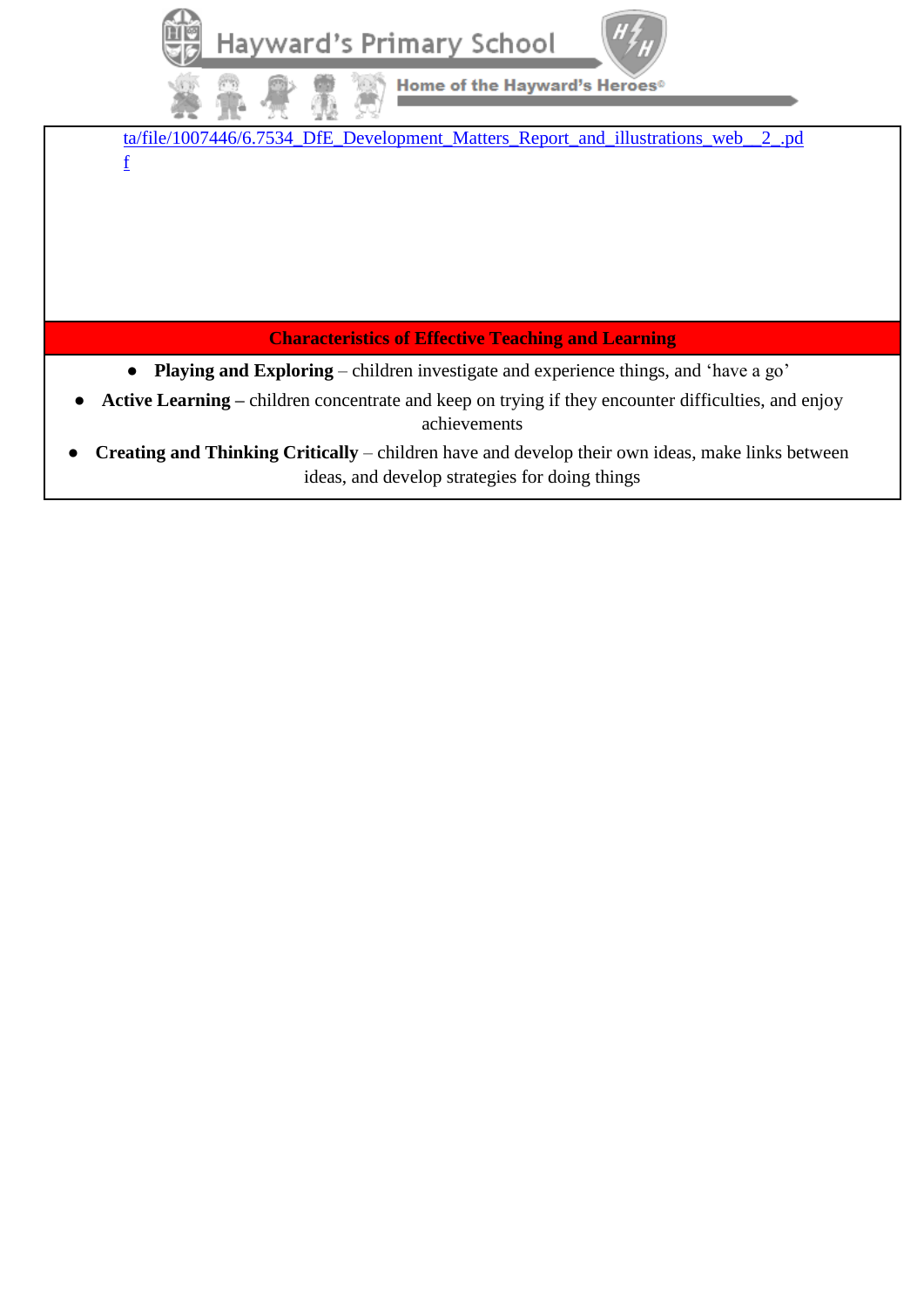ta/file/1007446/6.7534_DfE_Development_Matters_Report_and_illustrations_web__2_.pdf

**Characteristics of Effective Teaching and Learning**

- **Playing and Exploring** – children investigate and experience things, and 'have a go'
- **Active Learning –** children concentrate and keep on trying if they encounter difficulties, and enjoy achievements
- **Creating and Thinking Critically** – children have and develop their own ideas, make links between ideas, and develop strategies for doing things